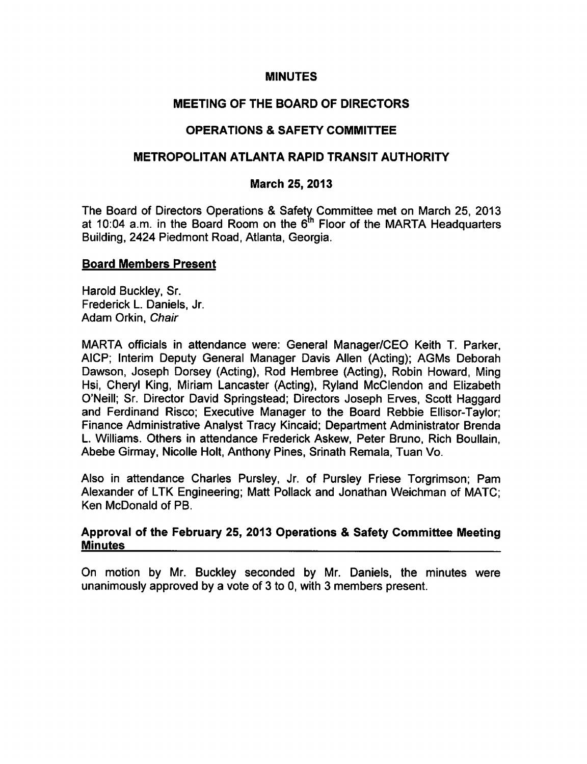# MINUTES

## MEETING OF THE BOARD OF DIRECTORS

## OPERATIONS & SAFETY COMMITTEE

## METROPOLITAN ATLANTA RAPID TRANSIT AUTHORITY

### March 25, 2013

The Board of Directors Operations & Safety Committee met on March 25, 2013 at 10:04 a.m. in the Board Room on the 6th Floor of the MARTA Headquarters Building, 2424 Piedmont Road, Atlanta, Georgia.

**Board Members Present**

Harold Buckley, Sr.
Frederick L. Daniels, Jr.
Adam Orkin, *Chair*

MARTA officials in attendance were: General Manager/CEO Keith T. Parker, AICP; Interim Deputy General Manager Davis Allen (Acting); AGMs Deborah Dawson, Joseph Dorsey (Acting), Rod Hembree (Acting), Robin Howard, Ming Hsi, Cheryl King, Miriam Lancaster (Acting), Ryland McClendon and Elizabeth O'Neill; Sr. Director David Springstead; Directors Joseph Erves, Scott Haggard and Ferdinand Risco; Executive Manager to the Board Rebbie Ellisor-Taylor; Finance Administrative Analyst Tracy Kincaid; Department Administrator Brenda L. Williams. Others in attendance Frederick Askew, Peter Bruno, Rich Boullain, Abebe Girmay, Nicolle Holt, Anthony Pines, Srinath Remala, Tuan Vo.

Also in attendance Charles Pursley, Jr. of Pursley Friese Torgrimson; Pam Alexander of LTK Engineering; Matt Pollack and Jonathan Weichman of MATC; Ken McDonald of PB.

**Approval of the February 25, 2013 Operations & Safety Committee Meeting Minutes**

On motion by Mr. Buckley seconded by Mr. Daniels, the minutes were unanimously approved by a vote of 3 to 0, with 3 members present.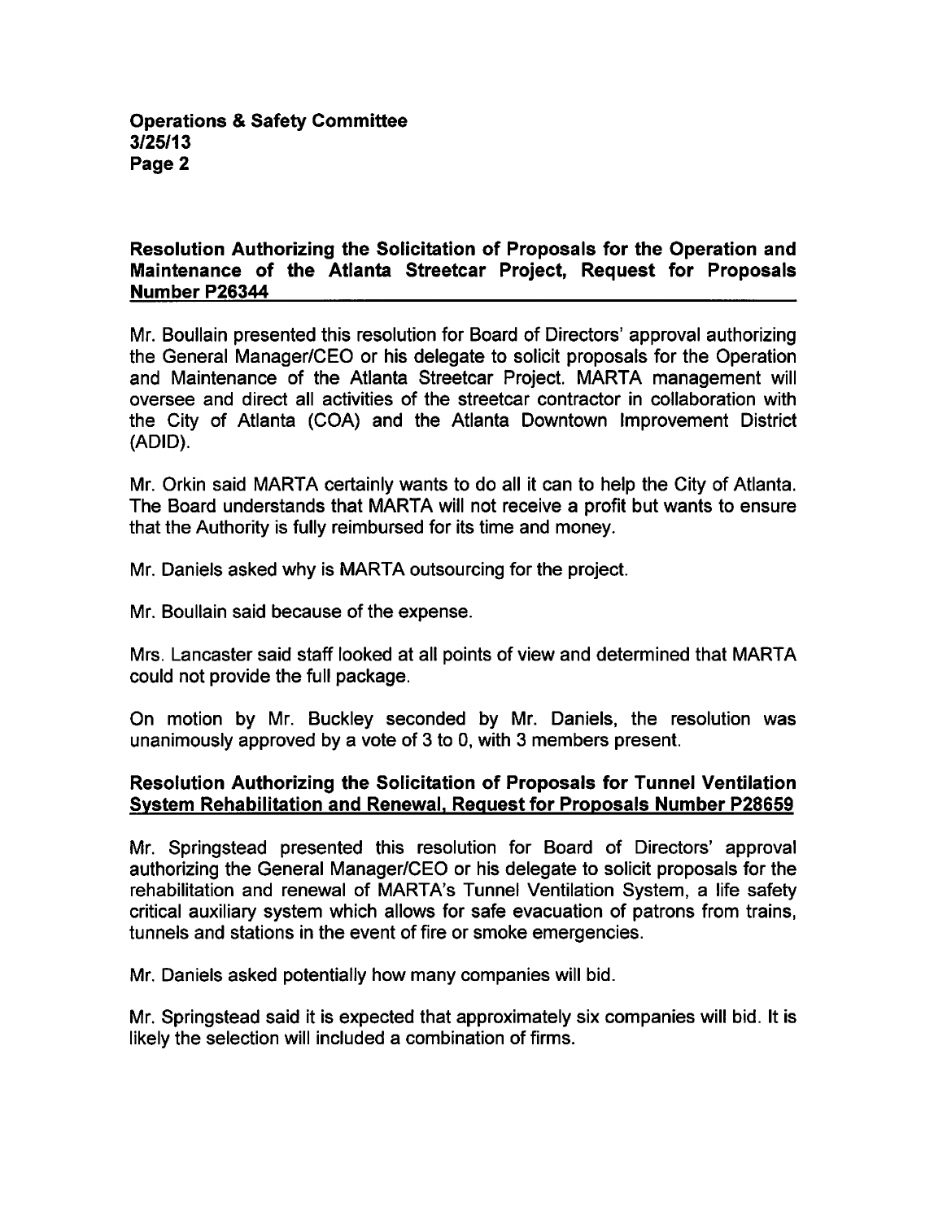**Resolution Authorizing the Solicitation of Proposals for the Operation and Maintenance of the Atlanta Streetcar Project, Request for Proposals Number P26344**

Mr. Boullain presented this resolution for Board of Directors' approval authorizing the General Manager/CEO or his delegate to solicit proposals for the Operation and Maintenance of the Atlanta Streetcar Project. MARTA management will oversee and direct all activities of the streetcar contractor in collaboration with the City of Atlanta (COA) and the Atlanta Downtown Improvement District (ADID).

Mr. Orkin said MARTA certainly wants to do all it can to help the City of Atlanta. The Board understands that MARTA will not receive a profit but wants to ensure that the Authority is fully reimbursed for its time and money.

Mr. Daniels asked why is MARTA outsourcing for the project.

Mr. Boullain said because of the expense.

Mrs. Lancaster said staff looked at all points of view and determined that MARTA could not provide the full package.

On motion by Mr. Buckley seconded by Mr. Daniels, the resolution was unanimously approved by a vote of 3 to 0, with 3 members present.

**Resolution Authorizing the Solicitation of Proposals for Tunnel Ventilation System Rehabilitation and Renewal, Request for Proposals Number P28659**

Mr. Springstead presented this resolution for Board of Directors' approval authorizing the General Manager/CEO or his delegate to solicit proposals for the rehabilitation and renewal of MARTA's Tunnel Ventilation System, a life safety critical auxiliary system which allows for safe evacuation of patrons from trains, tunnels and stations in the event of fire or smoke emergencies.

Mr. Daniels asked potentially how many companies will bid.

Mr. Springstead said it is expected that approximately six companies will bid. It is likely the selection will included a combination of firms.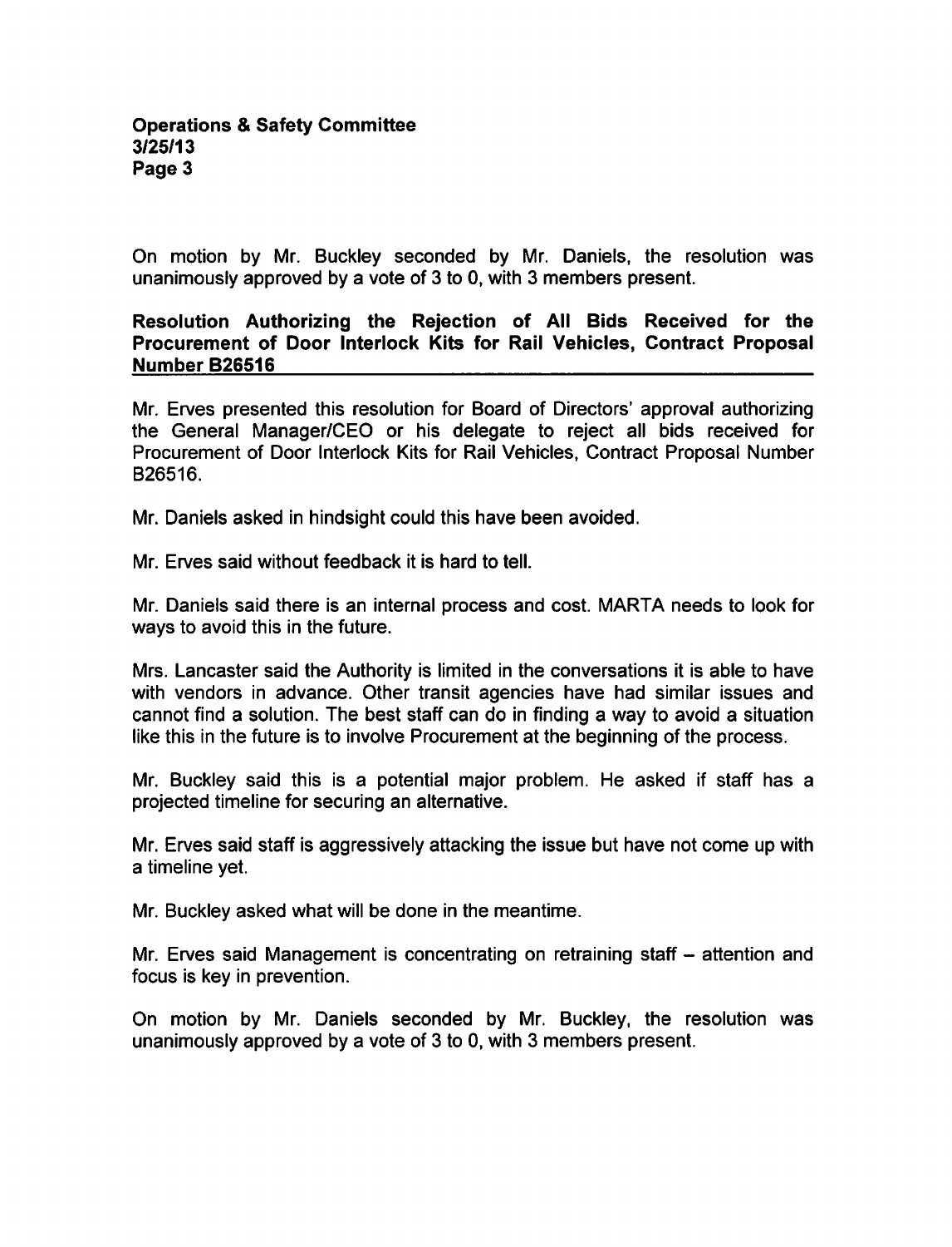On motion by Mr. Buckley seconded by Mr. Daniels, the resolution was unanimously approved by a vote of 3 to 0, with 3 members present.

**Resolution Authorizing the Rejection of All Bids Received for the Procurement of Door Interlock Kits for Rail Vehicles, Contract Proposal Number B26516**

Mr. Erves presented this resolution for Board of Directors' approval authorizing the General Manager/CEO or his delegate to reject all bids received for Procurement of Door Interlock Kits for Rail Vehicles, Contract Proposal Number B26516.

Mr. Daniels asked in hindsight could this have been avoided.

Mr. Erves said without feedback it is hard to tell.

Mr. Daniels said there is an internal process and cost. MARTA needs to look for ways to avoid this in the future.

Mrs. Lancaster said the Authority is limited in the conversations it is able to have with vendors in advance. Other transit agencies have had similar issues and cannot find a solution. The best staff can do in finding a way to avoid a situation like this in the future is to involve Procurement at the beginning of the process.

Mr. Buckley said this is a potential major problem. He asked if staff has a projected timeline for securing an alternative.

Mr. Erves said staff is aggressively attacking the issue but have not come up with a timeline yet.

Mr. Buckley asked what will be done in the meantime.

Mr. Erves said Management is concentrating on retraining staff – attention and focus is key in prevention.

On motion by Mr. Daniels seconded by Mr. Buckley, the resolution was unanimously approved by a vote of 3 to 0, with 3 members present.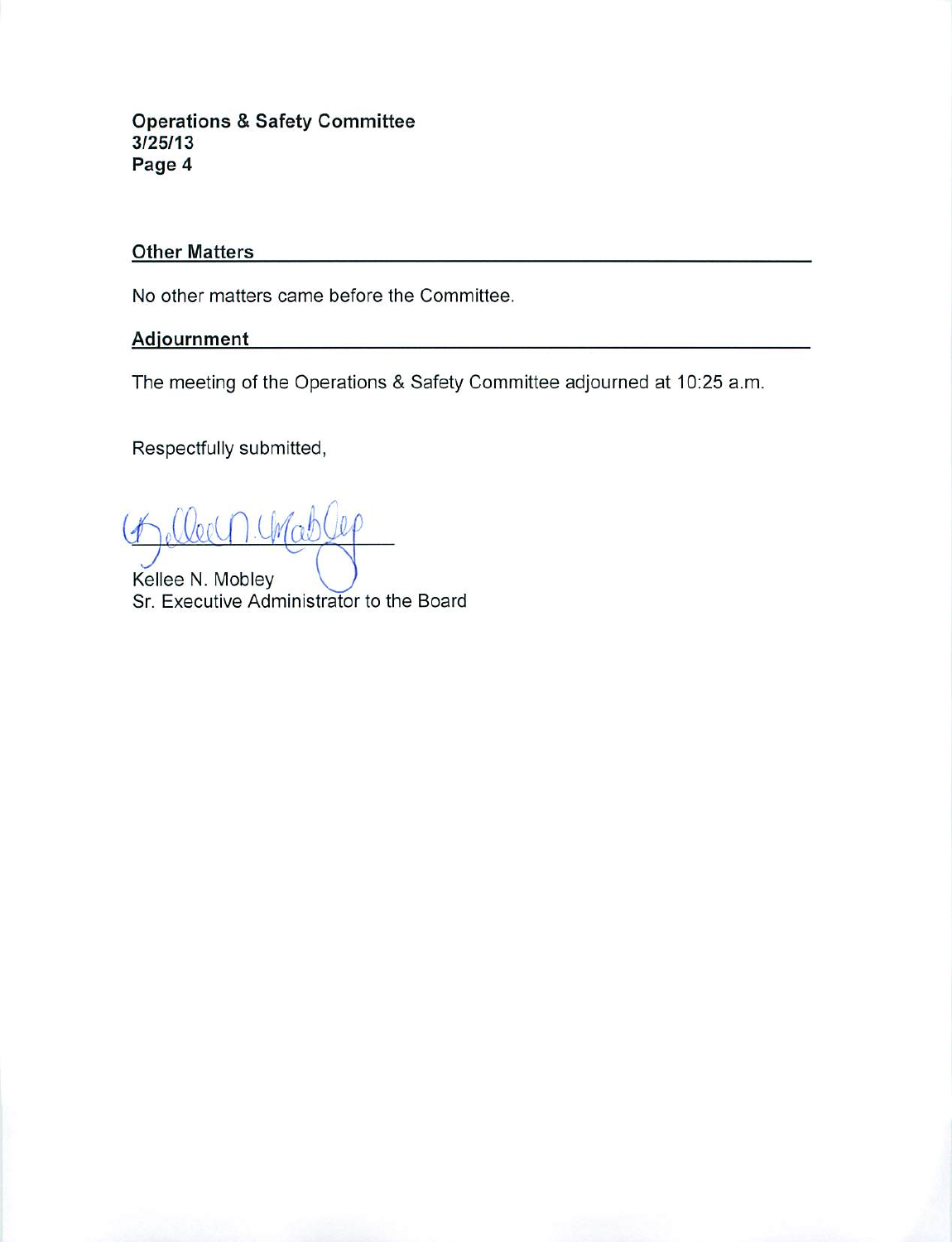## Other Matters

No other matters came before the Committee.

## Adjournment

The meeting of the Operations & Safety Committee adjourned at 10:25 a.m.

Respectfully submitted,

Kellee N. Mobley
Sr. Executive Administrator to the Board